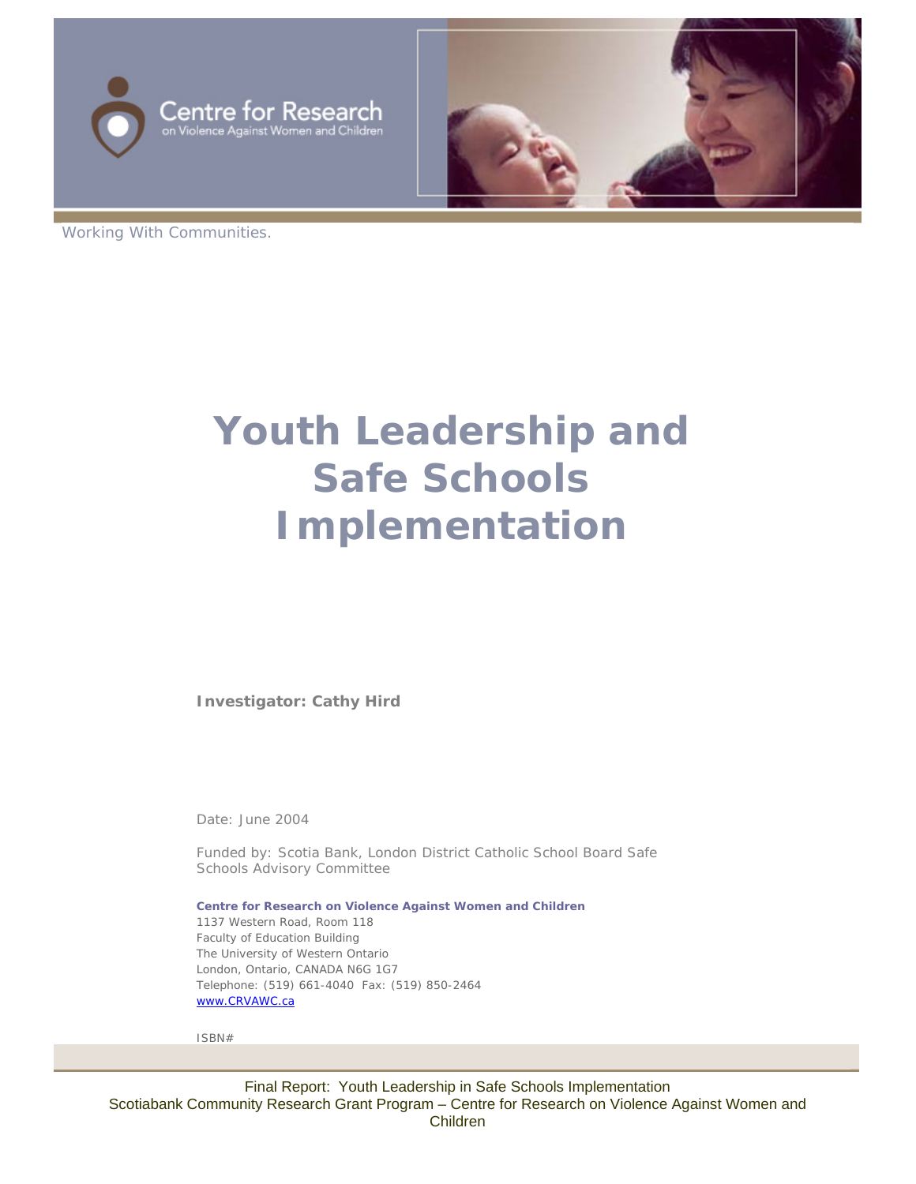Centre for Research on Violence Against Women and Children

Working With Communities.

# Youth Leadership and Safe Schools Implementation

**Investigator: Cathy Hird**

Date: June 2004

Funded by: Scotia Bank, London District Catholic School Board Safe Schools Advisory Committee

**Centre for Research on Violence Against Women and Children**
1137 Western Road, Room 118
Faculty of Education Building
The University of Western Ontario
London, Ontario, CANADA N6G 1G7
Telephone: (519) 661-4040 Fax: (519) 850-2464
www.CRVAWC.ca

ISBN#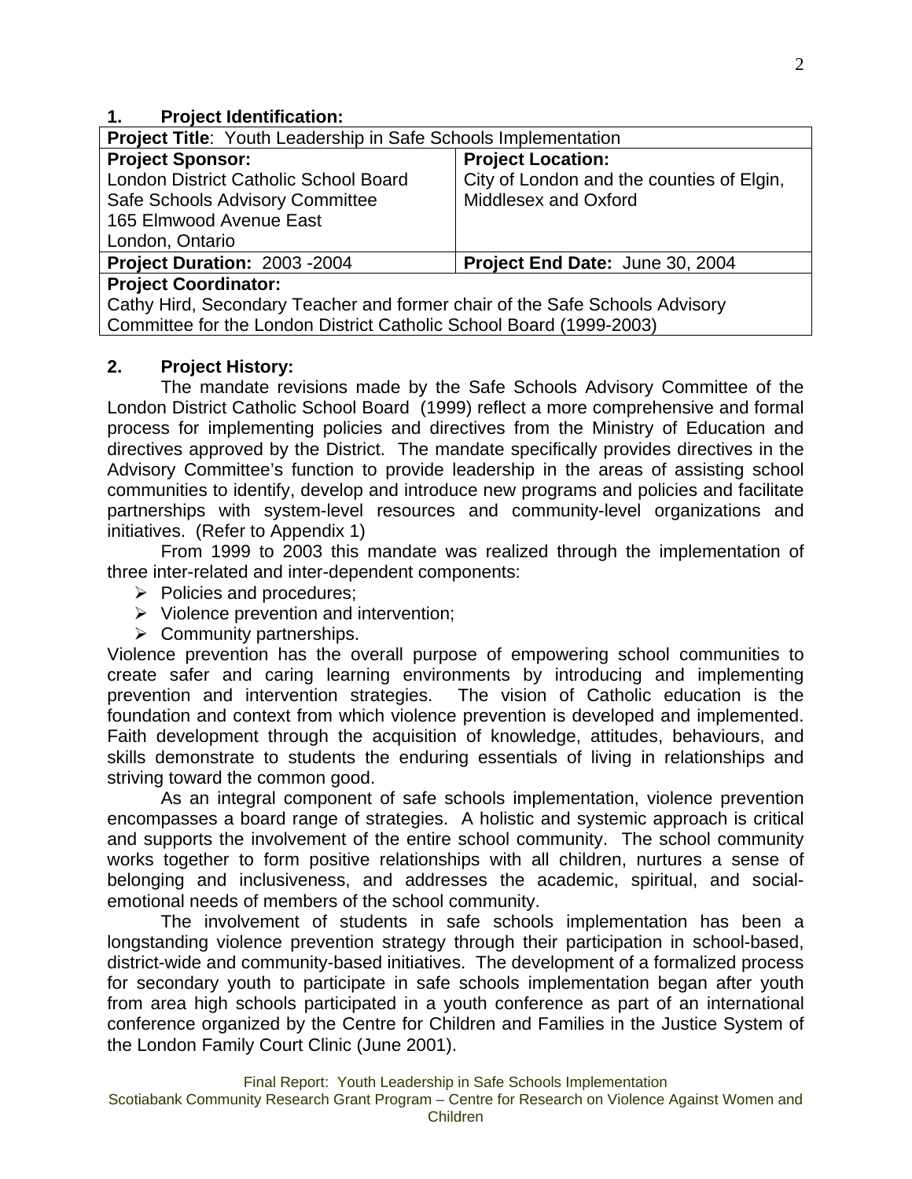## 1. Project Identification:

| **Project Title**: Youth Leadership in Safe Schools Implementation | |
|---|---|
| **Project Sponsor:**<br>London District Catholic School Board<br>Safe Schools Advisory Committee<br>165 Elmwood Avenue East<br>London, Ontario | **Project Location:**<br>City of London and the counties of Elgin, Middlesex and Oxford |
| **Project Duration:** 2003 -2004 | **Project End Date:** June 30, 2004 |
| **Project Coordinator:**<br>Cathy Hird, Secondary Teacher and former chair of the Safe Schools Advisory Committee for the London District Catholic School Board (1999-2003) | |

## 2. Project History:

The mandate revisions made by the Safe Schools Advisory Committee of the London District Catholic School Board (1999) reflect a more comprehensive and formal process for implementing policies and directives from the Ministry of Education and directives approved by the District. The mandate specifically provides directives in the Advisory Committee's function to provide leadership in the areas of assisting school communities to identify, develop and introduce new programs and policies and facilitate partnerships with system-level resources and community-level organizations and initiatives. (Refer to Appendix 1)

From 1999 to 2003 this mandate was realized through the implementation of three inter-related and inter-dependent components:

- Policies and procedures;
- Violence prevention and intervention;
- Community partnerships.

Violence prevention has the overall purpose of empowering school communities to create safer and caring learning environments by introducing and implementing prevention and intervention strategies. The vision of Catholic education is the foundation and context from which violence prevention is developed and implemented. Faith development through the acquisition of knowledge, attitudes, behaviours, and skills demonstrate to students the enduring essentials of living in relationships and striving toward the common good.

As an integral component of safe schools implementation, violence prevention encompasses a board range of strategies. A holistic and systemic approach is critical and supports the involvement of the entire school community. The school community works together to form positive relationships with all children, nurtures a sense of belonging and inclusiveness, and addresses the academic, spiritual, and social-emotional needs of members of the school community.

The involvement of students in safe schools implementation has been a longstanding violence prevention strategy through their participation in school-based, district-wide and community-based initiatives. The development of a formalized process for secondary youth to participate in safe schools implementation began after youth from area high schools participated in a youth conference as part of an international conference organized by the Centre for Children and Families in the Justice System of the London Family Court Clinic (June 2001).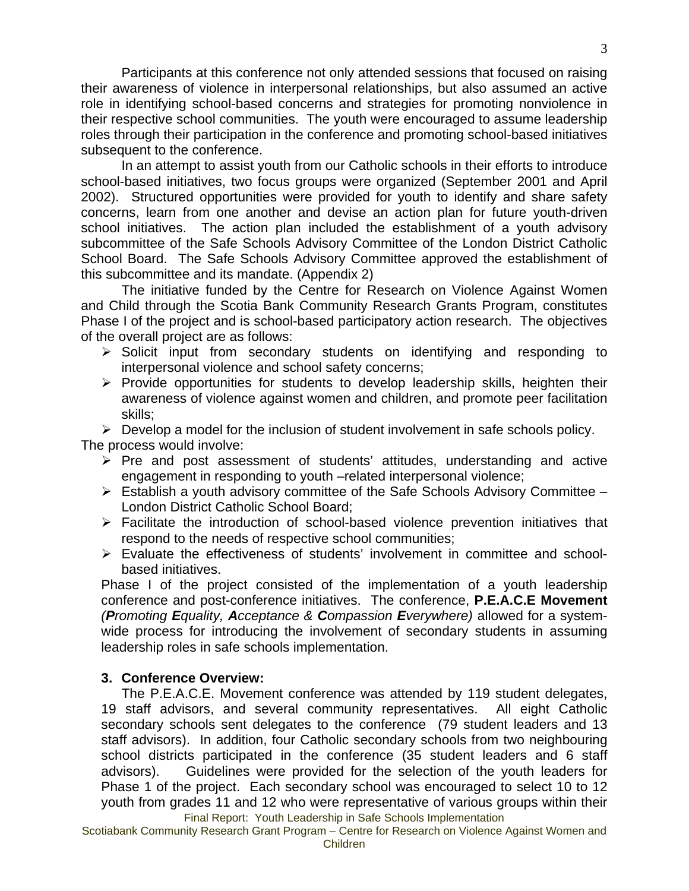Participants at this conference not only attended sessions that focused on raising their awareness of violence in interpersonal relationships, but also assumed an active role in identifying school-based concerns and strategies for promoting nonviolence in their respective school communities. The youth were encouraged to assume leadership roles through their participation in the conference and promoting school-based initiatives subsequent to the conference.

In an attempt to assist youth from our Catholic schools in their efforts to introduce school-based initiatives, two focus groups were organized (September 2001 and April 2002). Structured opportunities were provided for youth to identify and share safety concerns, learn from one another and devise an action plan for future youth-driven school initiatives. The action plan included the establishment of a youth advisory subcommittee of the Safe Schools Advisory Committee of the London District Catholic School Board. The Safe Schools Advisory Committee approved the establishment of this subcommittee and its mandate. (Appendix 2)

The initiative funded by the Centre for Research on Violence Against Women and Child through the Scotia Bank Community Research Grants Program, constitutes Phase I of the project and is school-based participatory action research. The objectives of the overall project are as follows:

- Solicit input from secondary students on identifying and responding to interpersonal violence and school safety concerns;
- Provide opportunities for students to develop leadership skills, heighten their awareness of violence against women and children, and promote peer facilitation skills;
- Develop a model for the inclusion of student involvement in safe schools policy.

The process would involve:

- Pre and post assessment of students' attitudes, understanding and active engagement in responding to youth –related interpersonal violence;
- Establish a youth advisory committee of the Safe Schools Advisory Committee – London District Catholic School Board;
- Facilitate the introduction of school-based violence prevention initiatives that respond to the needs of respective school communities;
- Evaluate the effectiveness of students' involvement in committee and school-based initiatives.

Phase I of the project consisted of the implementation of a youth leadership conference and post-conference initiatives. The conference, **P.E.A.C.E Movement** *(**P**romoting **E**quality, **A**cceptance & **C**ompassion **E**verywhere)* allowed for a system-wide process for introducing the involvement of secondary students in assuming leadership roles in safe schools implementation.

### 3. Conference Overview:

The P.E.A.C.E. Movement conference was attended by 119 student delegates, 19 staff advisors, and several community representatives. All eight Catholic secondary schools sent delegates to the conference (79 student leaders and 13 staff advisors). In addition, four Catholic secondary schools from two neighbouring school districts participated in the conference (35 student leaders and 6 staff advisors). Guidelines were provided for the selection of the youth leaders for Phase 1 of the project. Each secondary school was encouraged to select 10 to 12 youth from grades 11 and 12 who were representative of various groups within their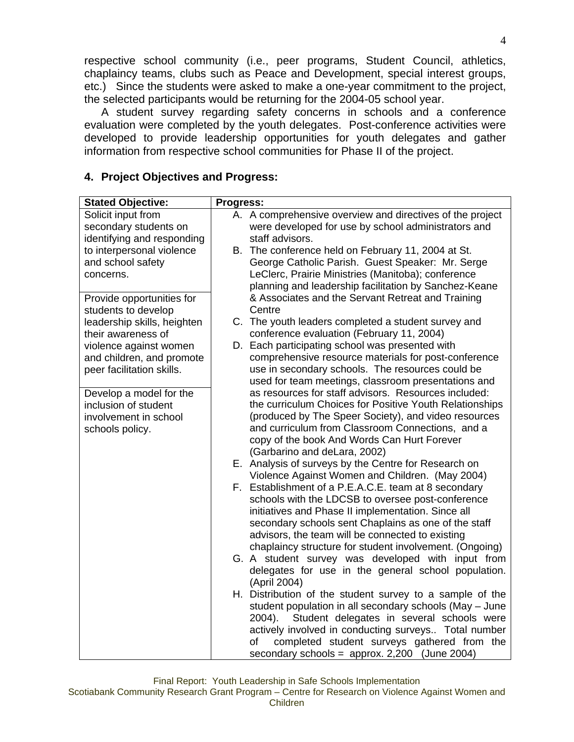respective school community (i.e., peer programs, Student Council, athletics, chaplaincy teams, clubs such as Peace and Development, special interest groups, etc.) Since the students were asked to make a one-year commitment to the project, the selected participants would be returning for the 2004-05 school year.

A student survey regarding safety concerns in schools and a conference evaluation were completed by the youth delegates. Post-conference activities were developed to provide leadership opportunities for youth delegates and gather information from respective school communities for Phase II of the project.

## 4. Project Objectives and Progress:

| Stated Objective: | Progress: |
|---|---|
| Solicit input from secondary students on identifying and responding to interpersonal violence and school safety concerns.<br><br>Provide opportunities for students to develop leadership skills, heighten their awareness of violence against women and children, and promote peer facilitation skills.<br><br>Develop a model for the inclusion of student involvement in school schools policy. | A. A comprehensive overview and directives of the project were developed for use by school administrators and staff advisors.<br>B. The conference held on February 11, 2004 at St. George Catholic Parish. Guest Speaker: Mr. Serge LeClerc, Prairie Ministries (Manitoba); conference planning and leadership facilitation by Sanchez-Keane & Associates and the Servant Retreat and Training Centre<br>C. The youth leaders completed a student survey and conference evaluation (February 11, 2004)<br>D. Each participating school was presented with comprehensive resource materials for post-conference use in secondary schools. The resources could be used for team meetings, classroom presentations and as resources for staff advisors. Resources included: the curriculum Choices for Positive Youth Relationships (produced by The Speer Society), and video resources and curriculum from Classroom Connections, and a copy of the book And Words Can Hurt Forever (Garbarino and deLara, 2002)<br>E. Analysis of surveys by the Centre for Research on Violence Against Women and Children. (May 2004)<br>F. Establishment of a P.E.A.C.E. team at 8 secondary schools with the LDCSB to oversee post-conference initiatives and Phase II implementation. Since all secondary schools sent Chaplains as one of the staff advisors, the team will be connected to existing chaplaincy structure for student involvement. (Ongoing)<br>G. A student survey was developed with input from delegates for use in the general school population. (April 2004)<br>H. Distribution of the student survey to a sample of the student population in all secondary schools (May – June 2004). Student delegates in several schools were actively involved in conducting surveys.. Total number of completed student surveys gathered from the secondary schools = approx. 2,200 (June 2004) |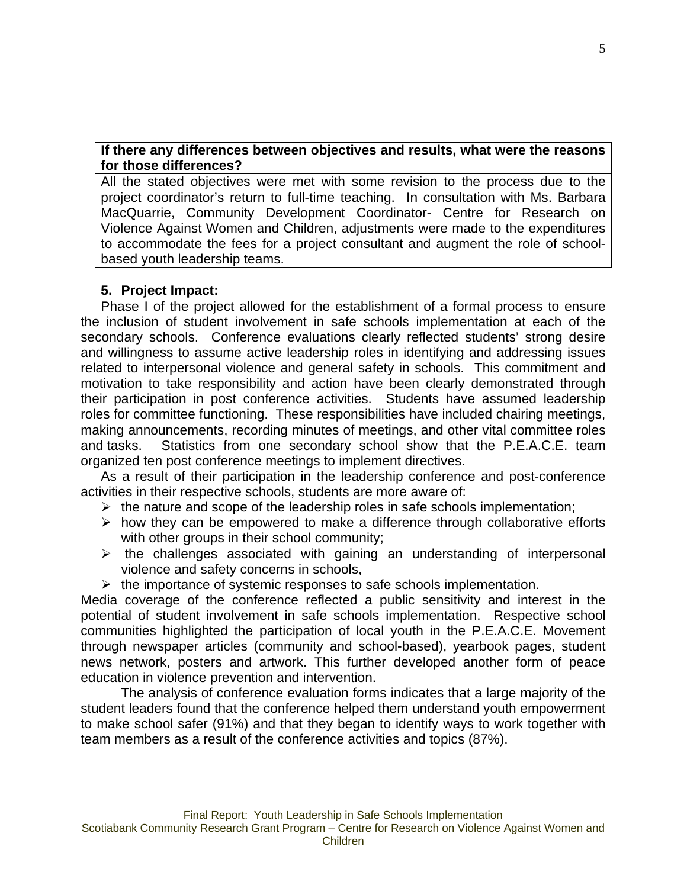| If there any differences between objectives and results, what were the reasons for those differences? |
| --- |
| All the stated objectives were met with some revision to the process due to the project coordinator's return to full-time teaching. In consultation with Ms. Barbara MacQuarrie, Community Development Coordinator- Centre for Research on Violence Against Women and Children, adjustments were made to the expenditures to accommodate the fees for a project consultant and augment the role of school-based youth leadership teams. |

**5. Project Impact:**

Phase I of the project allowed for the establishment of a formal process to ensure the inclusion of student involvement in safe schools implementation at each of the secondary schools. Conference evaluations clearly reflected students' strong desire and willingness to assume active leadership roles in identifying and addressing issues related to interpersonal violence and general safety in schools. This commitment and motivation to take responsibility and action have been clearly demonstrated through their participation in post conference activities. Students have assumed leadership roles for committee functioning. These responsibilities have included chairing meetings, making announcements, recording minutes of meetings, and other vital committee roles and tasks. Statistics from one secondary school show that the P.E.A.C.E. team organized ten post conference meetings to implement directives.

As a result of their participation in the leadership conference and post-conference activities in their respective schools, students are more aware of:

- the nature and scope of the leadership roles in safe schools implementation;
- how they can be empowered to make a difference through collaborative efforts with other groups in their school community;
- the challenges associated with gaining an understanding of interpersonal violence and safety concerns in schools,
- the importance of systemic responses to safe schools implementation.

Media coverage of the conference reflected a public sensitivity and interest in the potential of student involvement in safe schools implementation. Respective school communities highlighted the participation of local youth in the P.E.A.C.E. Movement through newspaper articles (community and school-based), yearbook pages, student news network, posters and artwork. This further developed another form of peace education in violence prevention and intervention.

The analysis of conference evaluation forms indicates that a large majority of the student leaders found that the conference helped them understand youth empowerment to make school safer (91%) and that they began to identify ways to work together with team members as a result of the conference activities and topics (87%).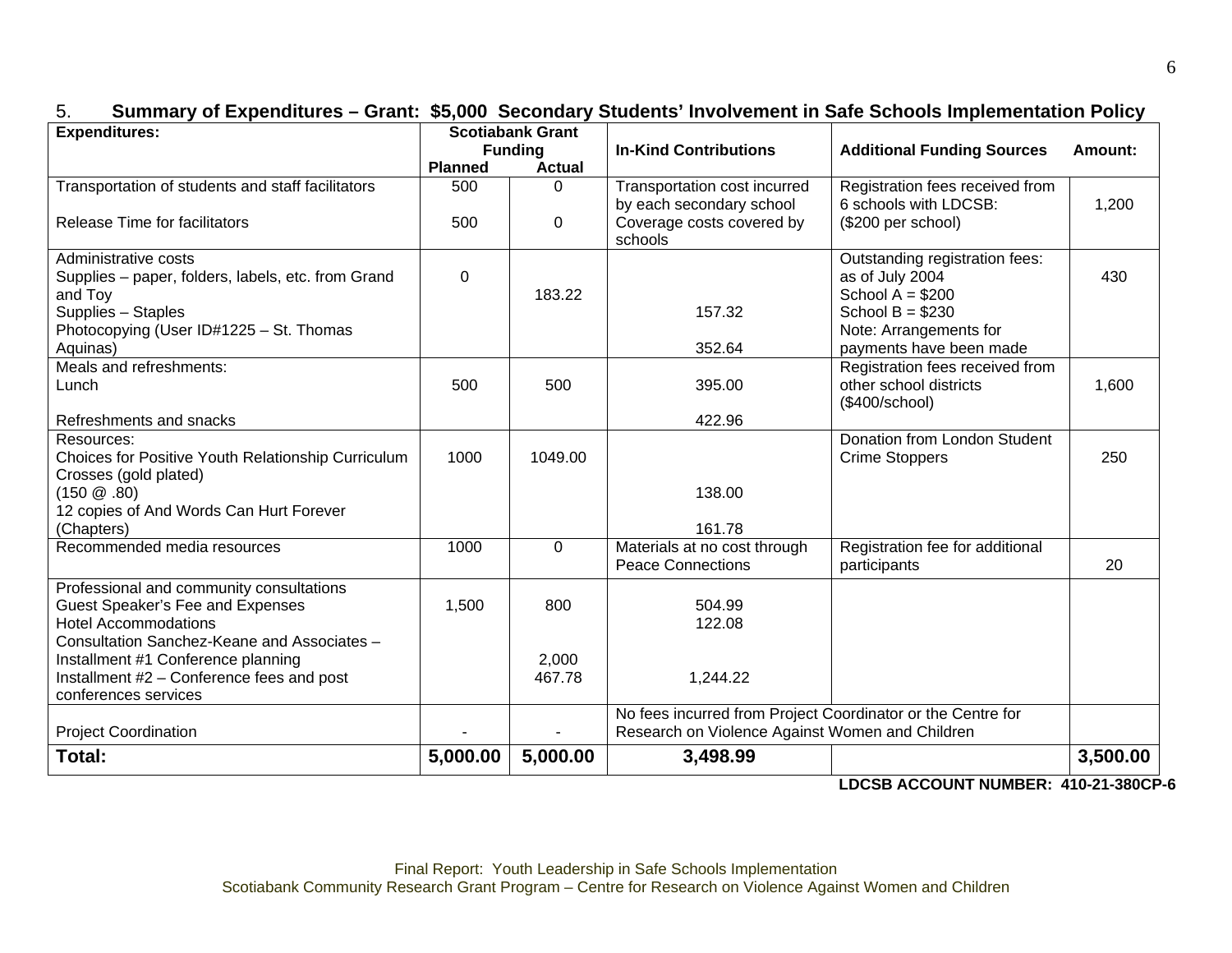## 5. Summary of Expenditures – Grant: $5,000 Secondary Students' Involvement in Safe Schools Implementation Policy

| Expenditures: | Scotiabank Grant Funding | | In-Kind Contributions | Additional Funding Sources | Amount: |
|---|---|---|---|---|---|
| | Planned | Actual | | | |
| Transportation of students and staff facilitators<br><br>Release Time for facilitators | 500<br><br>500 | 0<br><br>0 | Transportation cost incurred by each secondary school<br>Coverage costs covered by schools | Registration fees received from 6 schools with LDCSB:<br>($200 per school) | 1,200 |
| Administrative costs<br>Supplies – paper, folders, labels, etc. from Grand and Toy<br>Supplies – Staples<br>Photocopying (User ID#1225 – St. Thomas Aquinas) | 0 | 183.22 | 157.32<br>352.64 | Outstanding registration fees: as of July 2004<br>School A = $200<br>School B = $230<br>Note: Arrangements for payments have been made | 430 |
| Meals and refreshments:<br>Lunch<br><br>Refreshments and snacks | 500 | 500 | 395.00<br><br>422.96 | Registration fees received from other school districts ($400/school) | 1,600 |
| Resources:<br>Choices for Positive Youth Relationship Curriculum<br>Crosses (gold plated)<br>(150 @ .80)<br>12 copies of And Words Can Hurt Forever (Chapters) | 1000 | 1049.00 | 138.00<br><br>161.78 | Donation from London Student Crime Stoppers | 250 |
| Recommended media resources | 1000 | 0 | Materials at no cost through Peace Connections | Registration fee for additional participants | 20 |
| Professional and community consultations<br>Guest Speaker's Fee and Expenses<br>Hotel Accommodations<br>Consultation Sanchez-Keane and Associates –<br>Installment #1 Conference planning<br>Installment #2 – Conference fees and post conferences services | 1,500 | 800<br><br><br>2,000<br>467.78 | 504.99<br>122.08<br><br><br>1,244.22 | | |
| Project Coordination | - | - | No fees incurred from Project Coordinator or the Centre for Research on Violence Against Women and Children | | |
| **Total:** | **5,000.00** | **5,000.00** | **3,498.99** | | **3,500.00** |

**LDCSB ACCOUNT NUMBER: 410-21-380CP-6**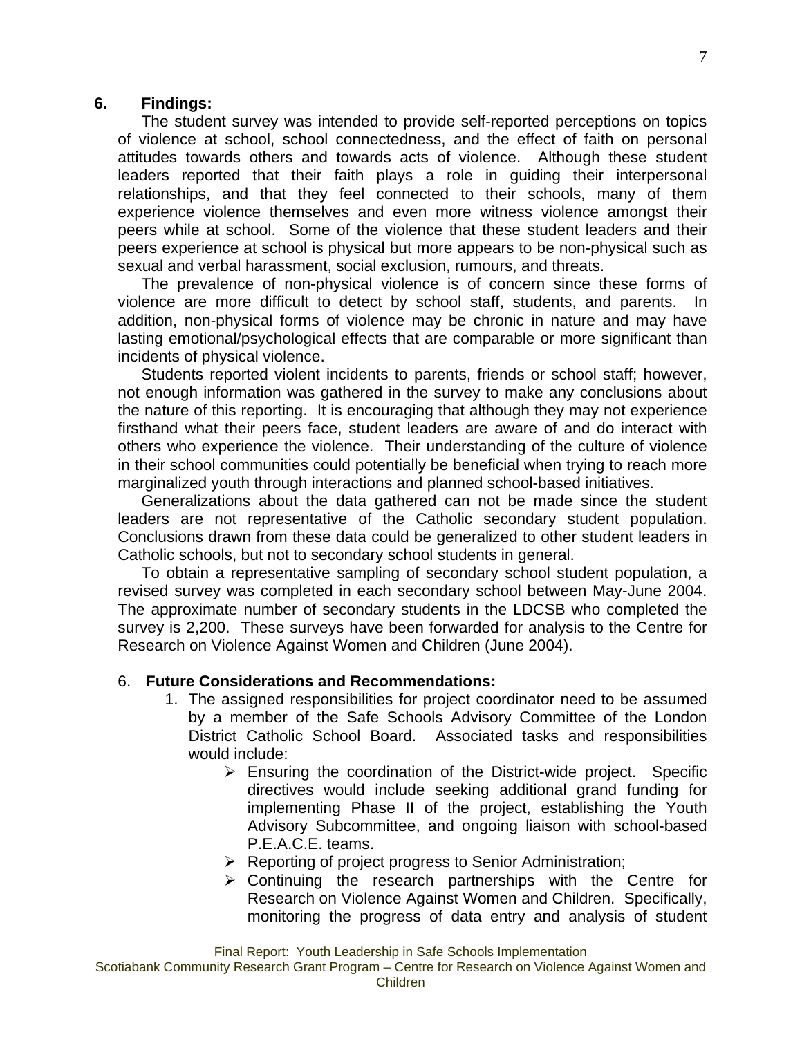## 6. Findings:

The student survey was intended to provide self-reported perceptions on topics of violence at school, school connectedness, and the effect of faith on personal attitudes towards others and towards acts of violence. Although these student leaders reported that their faith plays a role in guiding their interpersonal relationships, and that they feel connected to their schools, many of them experience violence themselves and even more witness violence amongst their peers while at school. Some of the violence that these student leaders and their peers experience at school is physical but more appears to be non-physical such as sexual and verbal harassment, social exclusion, rumours, and threats.

The prevalence of non-physical violence is of concern since these forms of violence are more difficult to detect by school staff, students, and parents. In addition, non-physical forms of violence may be chronic in nature and may have lasting emotional/psychological effects that are comparable or more significant than incidents of physical violence.

Students reported violent incidents to parents, friends or school staff; however, not enough information was gathered in the survey to make any conclusions about the nature of this reporting. It is encouraging that although they may not experience firsthand what their peers face, student leaders are aware of and do interact with others who experience the violence. Their understanding of the culture of violence in their school communities could potentially be beneficial when trying to reach more marginalized youth through interactions and planned school-based initiatives.

Generalizations about the data gathered can not be made since the student leaders are not representative of the Catholic secondary student population. Conclusions drawn from these data could be generalized to other student leaders in Catholic schools, but not to secondary school students in general.

To obtain a representative sampling of secondary school student population, a revised survey was completed in each secondary school between May-June 2004. The approximate number of secondary students in the LDCSB who completed the survey is 2,200. These surveys have been forwarded for analysis to the Centre for Research on Violence Against Women and Children (June 2004).

## 6. Future Considerations and Recommendations:

1. The assigned responsibilities for project coordinator need to be assumed by a member of the Safe Schools Advisory Committee of the London District Catholic School Board. Associated tasks and responsibilities would include:
   - Ensuring the coordination of the District-wide project. Specific directives would include seeking additional grand funding for implementing Phase II of the project, establishing the Youth Advisory Subcommittee, and ongoing liaison with school-based P.E.A.C.E. teams.
   - Reporting of project progress to Senior Administration;
   - Continuing the research partnerships with the Centre for Research on Violence Against Women and Children. Specifically, monitoring the progress of data entry and analysis of student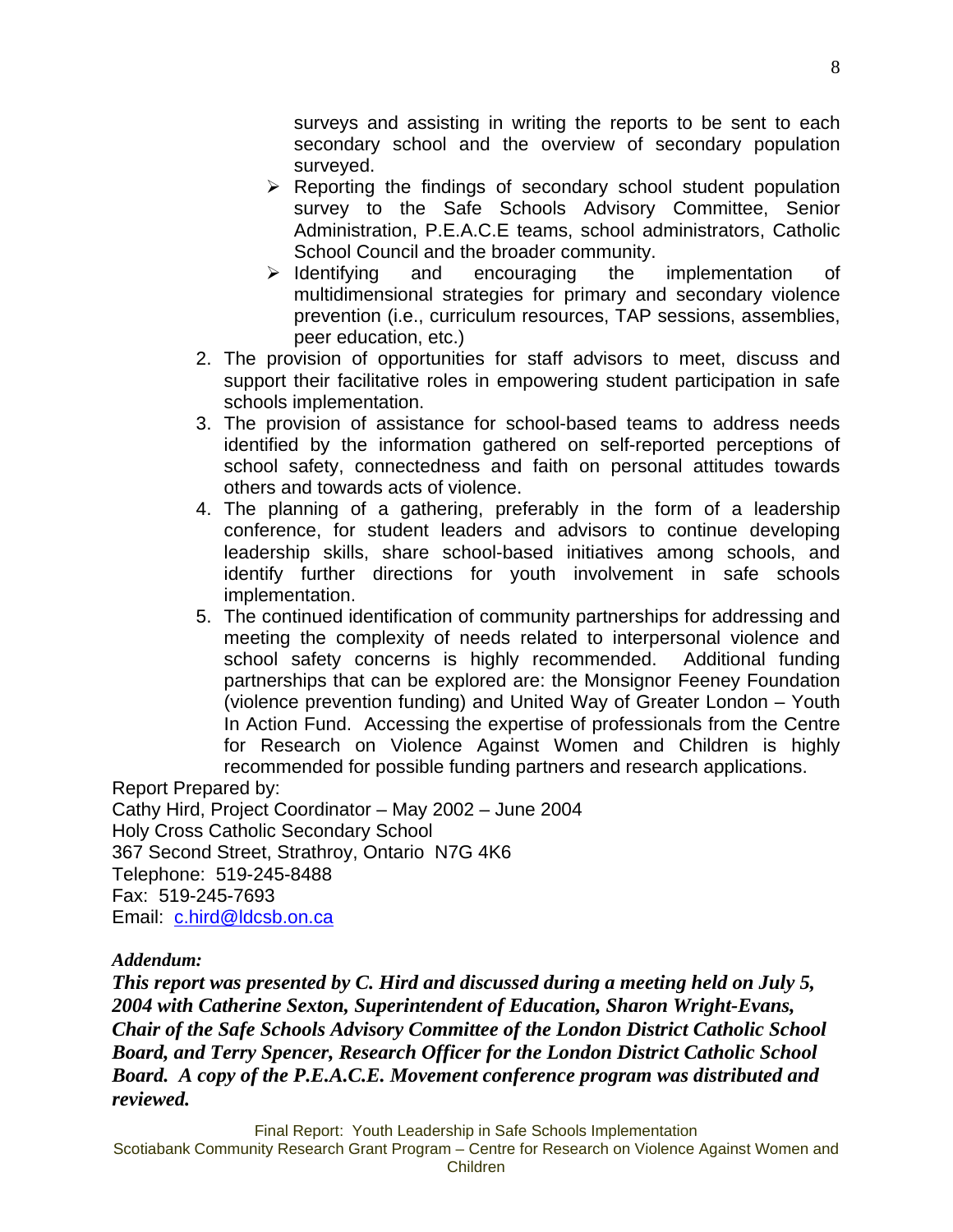surveys and assisting in writing the reports to be sent to each secondary school and the overview of secondary population surveyed.

- Reporting the findings of secondary school student population survey to the Safe Schools Advisory Committee, Senior Administration, P.E.A.C.E teams, school administrators, Catholic School Council and the broader community.
- Identifying and encouraging the implementation of multidimensional strategies for primary and secondary violence prevention (i.e., curriculum resources, TAP sessions, assemblies, peer education, etc.)

2. The provision of opportunities for staff advisors to meet, discuss and support their facilitative roles in empowering student participation in safe schools implementation.
3. The provision of assistance for school-based teams to address needs identified by the information gathered on self-reported perceptions of school safety, connectedness and faith on personal attitudes towards others and towards acts of violence.
4. The planning of a gathering, preferably in the form of a leadership conference, for student leaders and advisors to continue developing leadership skills, share school-based initiatives among schools, and identify further directions for youth involvement in safe schools implementation.
5. The continued identification of community partnerships for addressing and meeting the complexity of needs related to interpersonal violence and school safety concerns is highly recommended. Additional funding partnerships that can be explored are: the Monsignor Feeney Foundation (violence prevention funding) and United Way of Greater London – Youth In Action Fund. Accessing the expertise of professionals from the Centre for Research on Violence Against Women and Children is highly recommended for possible funding partners and research applications.

Report Prepared by:
Cathy Hird, Project Coordinator – May 2002 – June 2004
Holy Cross Catholic Secondary School
367 Second Street, Strathroy, Ontario N7G 4K6
Telephone: 519-245-8488
Fax: 519-245-7693
Email: c.hird@ldcsb.on.ca

***Addendum:***

***This report was presented by C. Hird and discussed during a meeting held on July 5, 2004 with Catherine Sexton, Superintendent of Education, Sharon Wright-Evans, Chair of the Safe Schools Advisory Committee of the London District Catholic School Board, and Terry Spencer, Research Officer for the London District Catholic School Board. A copy of the P.E.A.C.E. Movement conference program was distributed and reviewed.***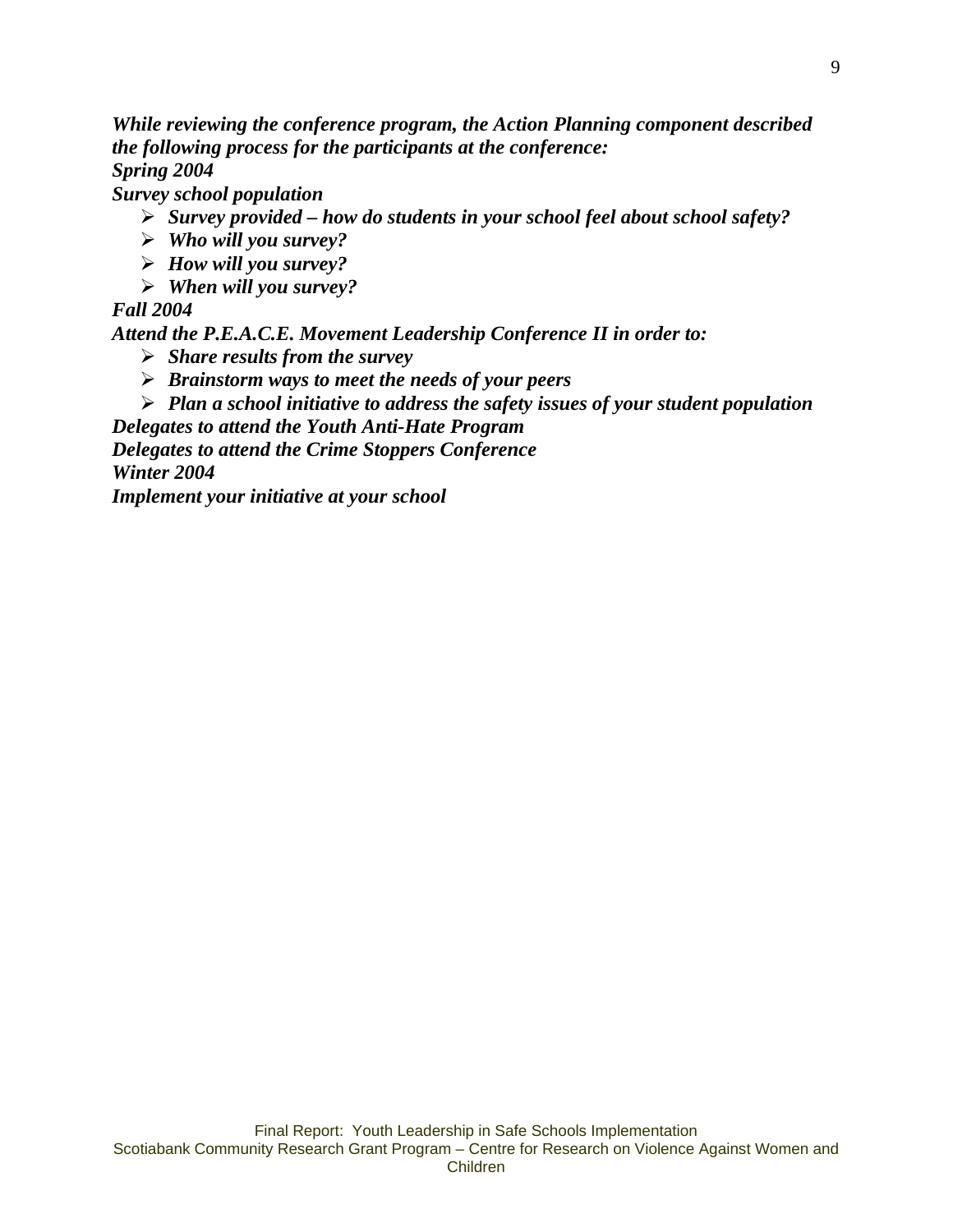***While reviewing the conference program, the Action Planning component described the following process for the participants at the conference:***

***Spring 2004***

***Survey school population***

- ***Survey provided – how do students in your school feel about school safety?***
- ***Who will you survey?***
- ***How will you survey?***
- ***When will you survey?***

***Fall 2004***

***Attend the P.E.A.C.E. Movement Leadership Conference II in order to:***

- ***Share results from the survey***
- ***Brainstorm ways to meet the needs of your peers***
- ***Plan a school initiative to address the safety issues of your student population***

***Delegates to attend the Youth Anti-Hate Program***

***Delegates to attend the Crime Stoppers Conference***

***Winter 2004***

***Implement your initiative at your school***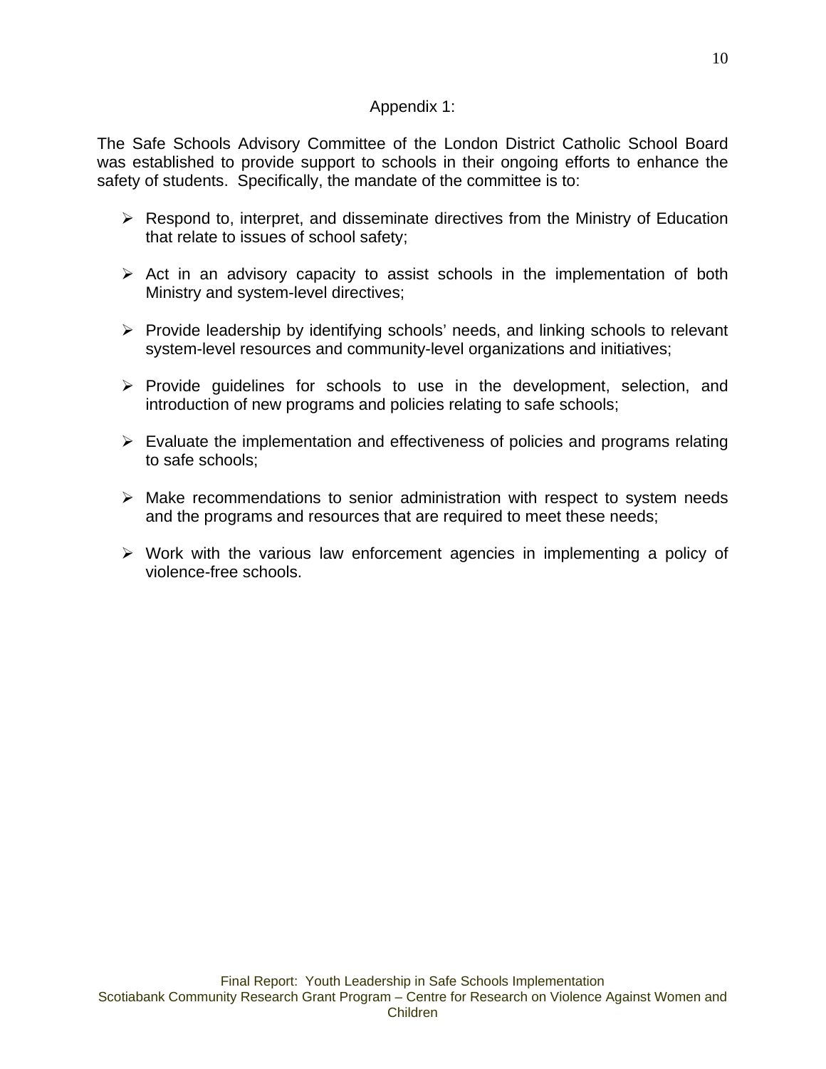## Appendix 1:

The Safe Schools Advisory Committee of the London District Catholic School Board was established to provide support to schools in their ongoing efforts to enhance the safety of students. Specifically, the mandate of the committee is to:

- Respond to, interpret, and disseminate directives from the Ministry of Education that relate to issues of school safety;
- Act in an advisory capacity to assist schools in the implementation of both Ministry and system-level directives;
- Provide leadership by identifying schools' needs, and linking schools to relevant system-level resources and community-level organizations and initiatives;
- Provide guidelines for schools to use in the development, selection, and introduction of new programs and policies relating to safe schools;
- Evaluate the implementation and effectiveness of policies and programs relating to safe schools;
- Make recommendations to senior administration with respect to system needs and the programs and resources that are required to meet these needs;
- Work with the various law enforcement agencies in implementing a policy of violence-free schools.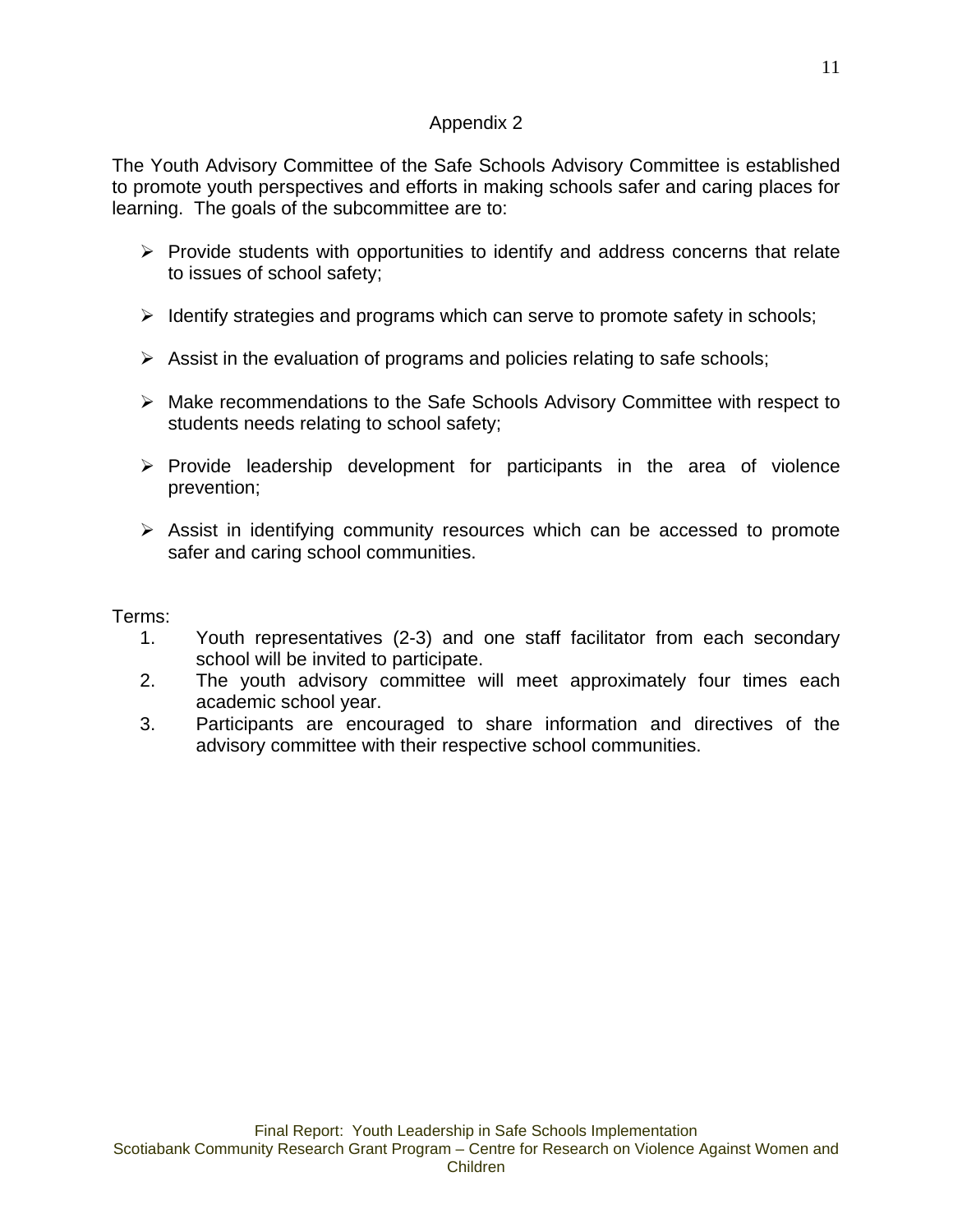# Appendix 2

The Youth Advisory Committee of the Safe Schools Advisory Committee is established to promote youth perspectives and efforts in making schools safer and caring places for learning. The goals of the subcommittee are to:

- Provide students with opportunities to identify and address concerns that relate to issues of school safety;
- Identify strategies and programs which can serve to promote safety in schools;
- Assist in the evaluation of programs and policies relating to safe schools;
- Make recommendations to the Safe Schools Advisory Committee with respect to students needs relating to school safety;
- Provide leadership development for participants in the area of violence prevention;
- Assist in identifying community resources which can be accessed to promote safer and caring school communities.

Terms:

1. Youth representatives (2-3) and one staff facilitator from each secondary school will be invited to participate.
2. The youth advisory committee will meet approximately four times each academic school year.
3. Participants are encouraged to share information and directives of the advisory committee with their respective school communities.